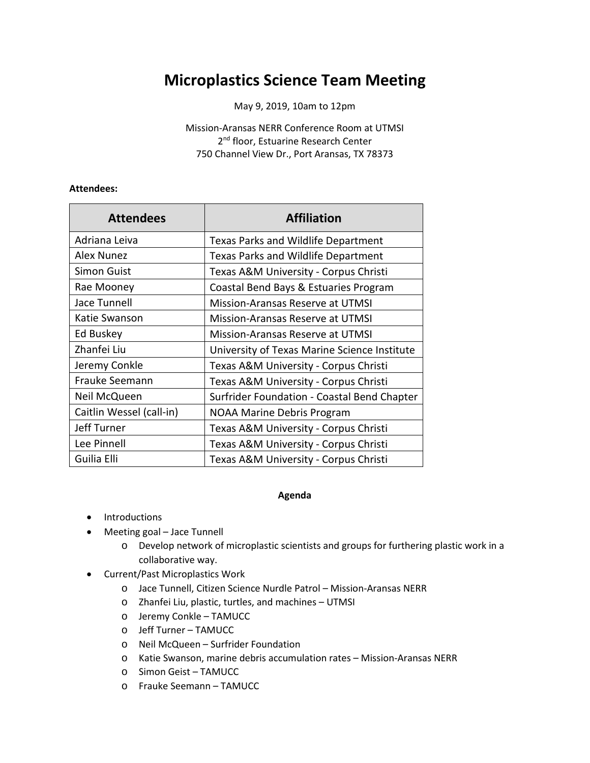# Microplastics Science Team Meeting

May 9, 2019, 10am to 12pm

Mission-Aransas NERR Conference Room at UTMSI
2nd floor, Estuarine Research Center
750 Channel View Dr., Port Aransas, TX 78373

**Attendees:**

| Attendees | Affiliation |
| --- | --- |
| Adriana Leiva | Texas Parks and Wildlife Department |
| Alex Nunez | Texas Parks and Wildlife Department |
| Simon Guist | Texas A&M University - Corpus Christi |
| Rae Mooney | Coastal Bend Bays & Estuaries Program |
| Jace Tunnell | Mission-Aransas Reserve at UTMSI |
| Katie Swanson | Mission-Aransas Reserve at UTMSI |
| Ed Buskey | Mission-Aransas Reserve at UTMSI |
| Zhanfei Liu | University of Texas Marine Science Institute |
| Jeremy Conkle | Texas A&M University - Corpus Christi |
| Frauke Seemann | Texas A&M University - Corpus Christi |
| Neil McQueen | Surfrider Foundation - Coastal Bend Chapter |
| Caitlin Wessel (call-in) | NOAA Marine Debris Program |
| Jeff Turner | Texas A&M University - Corpus Christi |
| Lee Pinnell | Texas A&M University - Corpus Christi |
| Guilia Elli | Texas A&M University - Corpus Christi |

**Agenda**

- Introductions
- Meeting goal – Jace Tunnell
  - Develop network of microplastic scientists and groups for furthering plastic work in a collaborative way.
- Current/Past Microplastics Work
  - Jace Tunnell, Citizen Science Nurdle Patrol – Mission-Aransas NERR
  - Zhanfei Liu, plastic, turtles, and machines – UTMSI
  - Jeremy Conkle – TAMUCC
  - Jeff Turner – TAMUCC
  - Neil McQueen – Surfrider Foundation
  - Katie Swanson, marine debris accumulation rates – Mission-Aransas NERR
  - Simon Geist – TAMUCC
  - Frauke Seemann – TAMUCC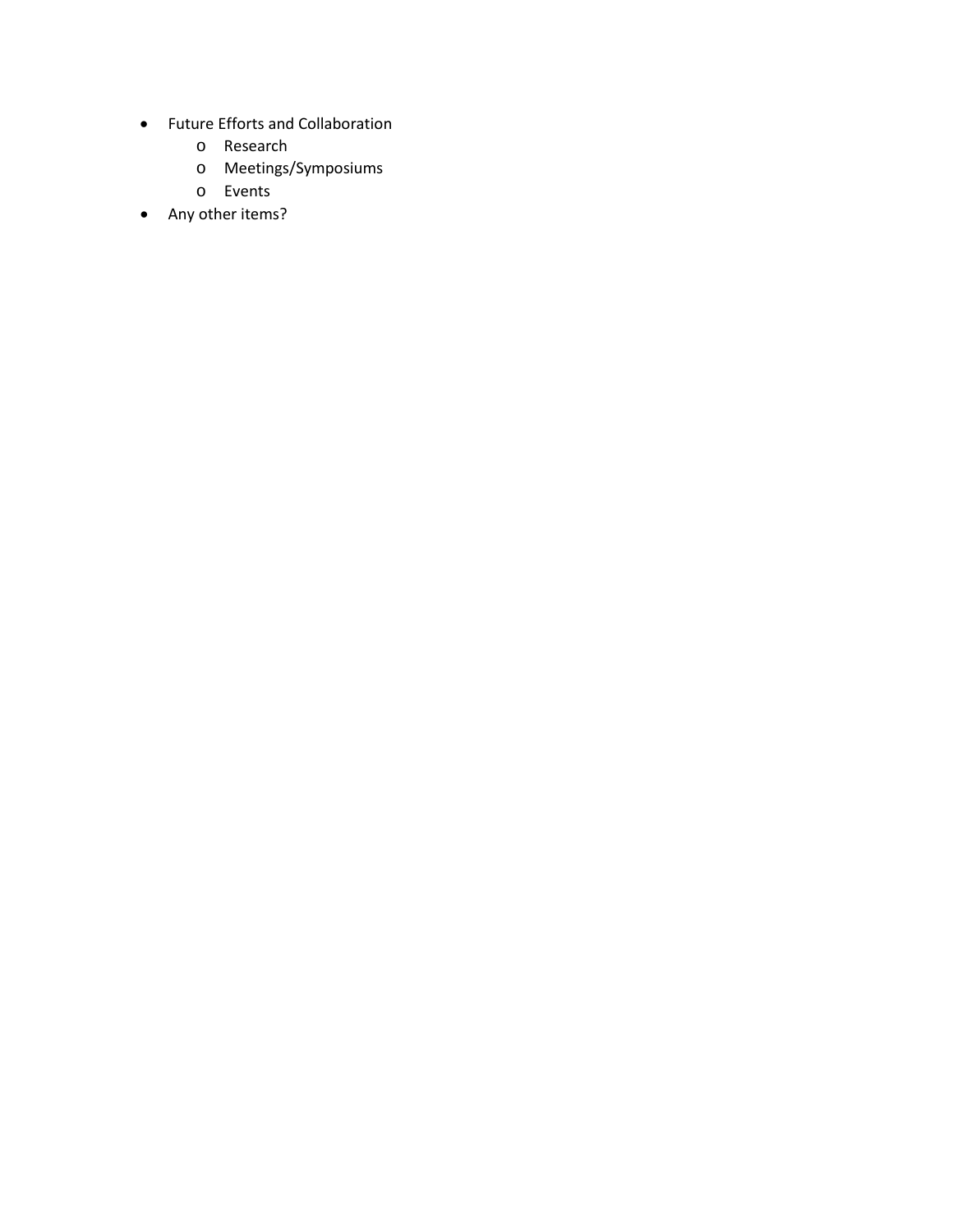- Future Efforts and Collaboration
    - Research
    - Meetings/Symposiums
    - Events
- Any other items?